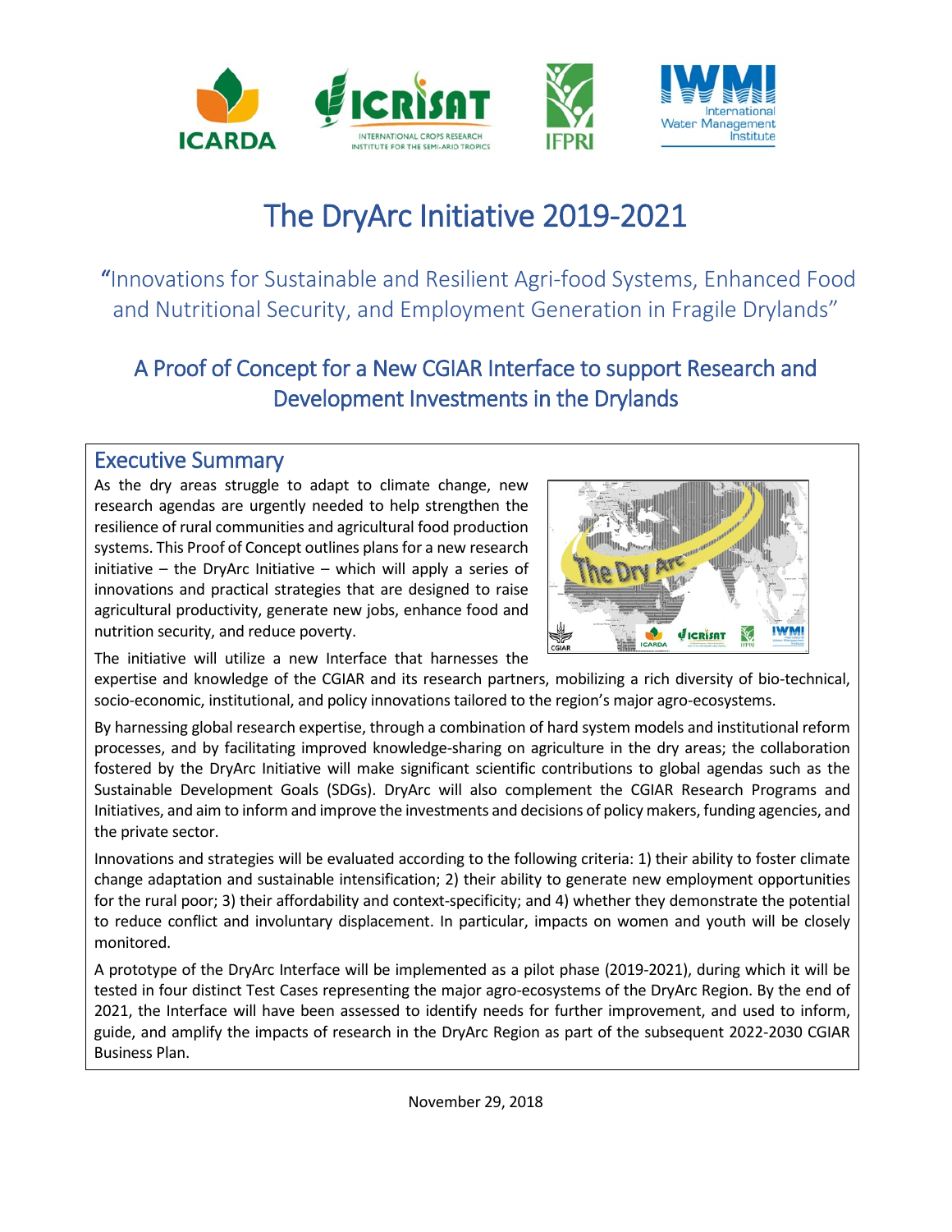# The DryArc Initiative 2019-2021

## "Innovations for Sustainable and Resilient Agri-food Systems, Enhanced Food and Nutritional Security, and Employment Generation in Fragile Drylands"

## A Proof of Concept for a New CGIAR Interface to support Research and Development Investments in the Drylands

## Executive Summary

As the dry areas struggle to adapt to climate change, new research agendas are urgently needed to help strengthen the resilience of rural communities and agricultural food production systems. This Proof of Concept outlines plans for a new research initiative – the DryArc Initiative – which will apply a series of innovations and practical strategies that are designed to raise agricultural productivity, generate new jobs, enhance food and nutrition security, and reduce poverty.

The initiative will utilize a new Interface that harnesses the expertise and knowledge of the CGIAR and its research partners, mobilizing a rich diversity of bio-technical, socio-economic, institutional, and policy innovations tailored to the region's major agro-ecosystems.

By harnessing global research expertise, through a combination of hard system models and institutional reform processes, and by facilitating improved knowledge-sharing on agriculture in the dry areas; the collaboration fostered by the DryArc Initiative will make significant scientific contributions to global agendas such as the Sustainable Development Goals (SDGs). DryArc will also complement the CGIAR Research Programs and Initiatives, and aim to inform and improve the investments and decisions of policy makers, funding agencies, and the private sector.

Innovations and strategies will be evaluated according to the following criteria: 1) their ability to foster climate change adaptation and sustainable intensification; 2) their ability to generate new employment opportunities for the rural poor; 3) their affordability and context-specificity; and 4) whether they demonstrate the potential to reduce conflict and involuntary displacement. In particular, impacts on women and youth will be closely monitored.

A prototype of the DryArc Interface will be implemented as a pilot phase (2019-2021), during which it will be tested in four distinct Test Cases representing the major agro-ecosystems of the DryArc Region. By the end of 2021, the Interface will have been assessed to identify needs for further improvement, and used to inform, guide, and amplify the impacts of research in the DryArc Region as part of the subsequent 2022-2030 CGIAR Business Plan.

November 29, 2018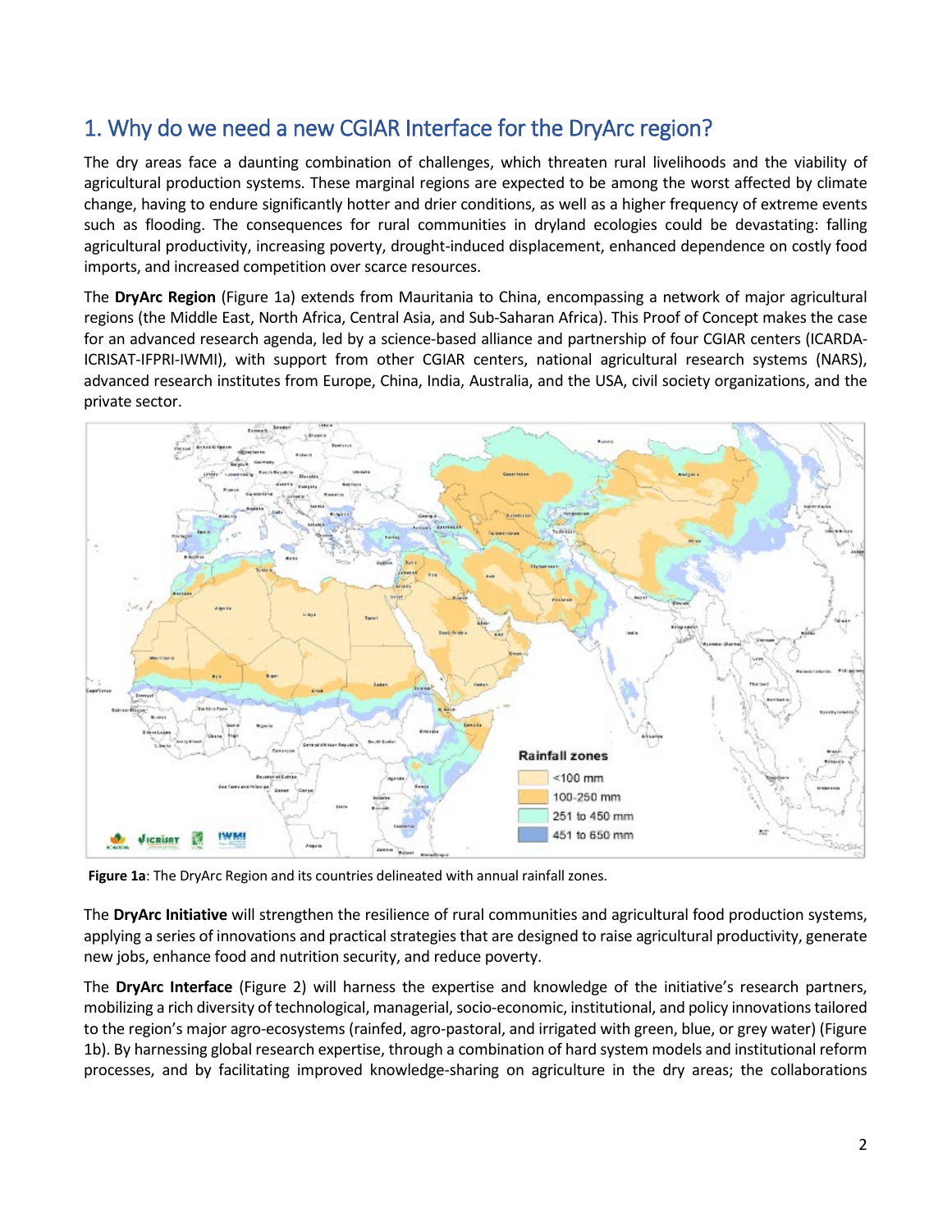## 1. Why do we need a new CGIAR Interface for the DryArc region?

The dry areas face a daunting combination of challenges, which threaten rural livelihoods and the viability of agricultural production systems. These marginal regions are expected to be among the worst affected by climate change, having to endure significantly hotter and drier conditions, as well as a higher frequency of extreme events such as flooding. The consequences for rural communities in dryland ecologies could be devastating: falling agricultural productivity, increasing poverty, drought-induced displacement, enhanced dependence on costly food imports, and increased competition over scarce resources.

The **DryArc Region** (Figure 1a) extends from Mauritania to China, encompassing a network of major agricultural regions (the Middle East, North Africa, Central Asia, and Sub-Saharan Africa). This Proof of Concept makes the case for an advanced research agenda, led by a science-based alliance and partnership of four CGIAR centers (ICARDA-ICRISAT-IFPRI-IWMI), with support from other CGIAR centers, national agricultural research systems (NARS), advanced research institutes from Europe, China, India, Australia, and the USA, civil society organizations, and the private sector.

**Figure 1a**: The DryArc Region and its countries delineated with annual rainfall zones.

The **DryArc Initiative** will strengthen the resilience of rural communities and agricultural food production systems, applying a series of innovations and practical strategies that are designed to raise agricultural productivity, generate new jobs, enhance food and nutrition security, and reduce poverty.

The **DryArc Interface** (Figure 2) will harness the expertise and knowledge of the initiative's research partners, mobilizing a rich diversity of technological, managerial, socio-economic, institutional, and policy innovations tailored to the region's major agro-ecosystems (rainfed, agro-pastoral, and irrigated with green, blue, or grey water) (Figure 1b). By harnessing global research expertise, through a combination of hard system models and institutional reform processes, and by facilitating improved knowledge-sharing on agriculture in the dry areas; the collaborations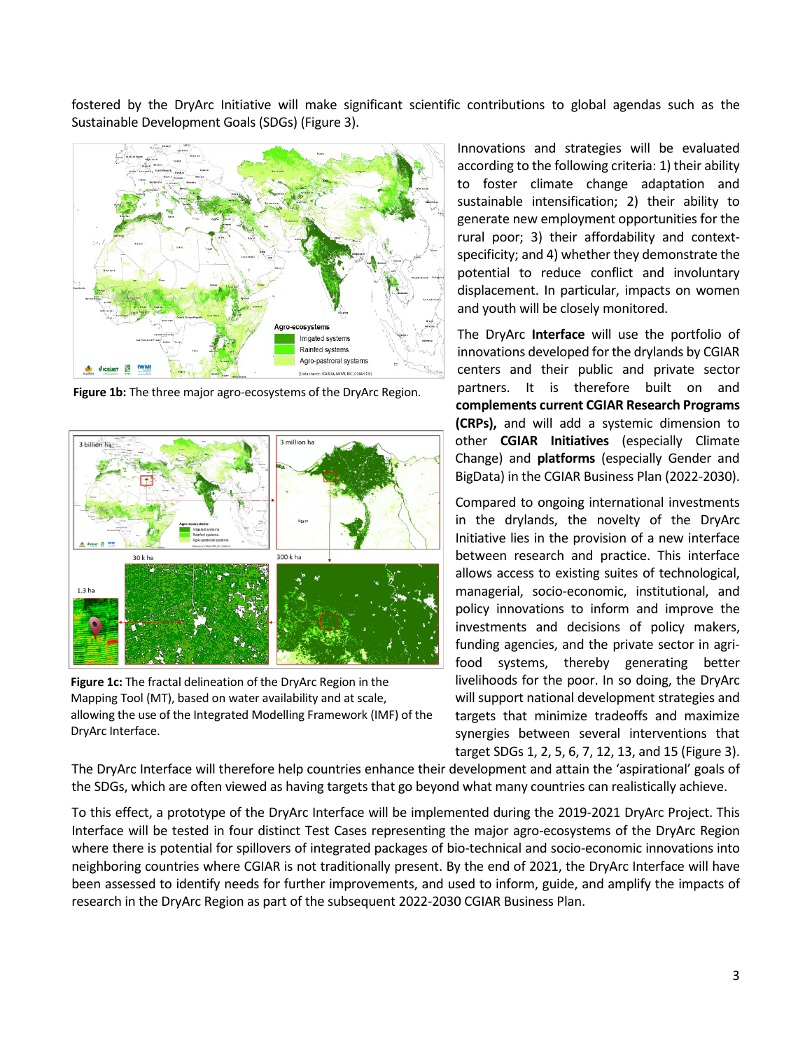fostered by the DryArc Initiative will make significant scientific contributions to global agendas such as the Sustainable Development Goals (SDGs) (Figure 3).

**Figure 1b:** The three major agro-ecosystems of the DryArc Region.

**Figure 1c:** The fractal delineation of the DryArc Region in the Mapping Tool (MT), based on water availability and at scale, allowing the use of the Integrated Modelling Framework (IMF) of the DryArc Interface.

Innovations and strategies will be evaluated according to the following criteria: 1) their ability to foster climate change adaptation and sustainable intensification; 2) their ability to generate new employment opportunities for the rural poor; 3) their affordability and context-specificity; and 4) whether they demonstrate the potential to reduce conflict and involuntary displacement. In particular, impacts on women and youth will be closely monitored.

The DryArc **Interface** will use the portfolio of innovations developed for the drylands by CGIAR centers and their public and private sector partners. It is therefore built on and **complements current CGIAR Research Programs (CRPs),** and will add a systemic dimension to other **CGIAR Initiatives** (especially Climate Change) and **platforms** (especially Gender and BigData) in the CGIAR Business Plan (2022-2030).

Compared to ongoing international investments in the drylands, the novelty of the DryArc Initiative lies in the provision of a new interface between research and practice. This interface allows access to existing suites of technological, managerial, socio-economic, institutional, and policy innovations to inform and improve the investments and decisions of policy makers, funding agencies, and the private sector in agri-food systems, thereby generating better livelihoods for the poor. In so doing, the DryArc will support national development strategies and targets that minimize tradeoffs and maximize synergies between several interventions that target SDGs 1, 2, 5, 6, 7, 12, 13, and 15 (Figure 3). The DryArc Interface will therefore help countries enhance their development and attain the 'aspirational' goals of the SDGs, which are often viewed as having targets that go beyond what many countries can realistically achieve.

To this effect, a prototype of the DryArc Interface will be implemented during the 2019-2021 DryArc Project. This Interface will be tested in four distinct Test Cases representing the major agro-ecosystems of the DryArc Region where there is potential for spillovers of integrated packages of bio-technical and socio-economic innovations into neighboring countries where CGIAR is not traditionally present. By the end of 2021, the DryArc Interface will have been assessed to identify needs for further improvements, and used to inform, guide, and amplify the impacts of research in the DryArc Region as part of the subsequent 2022-2030 CGIAR Business Plan.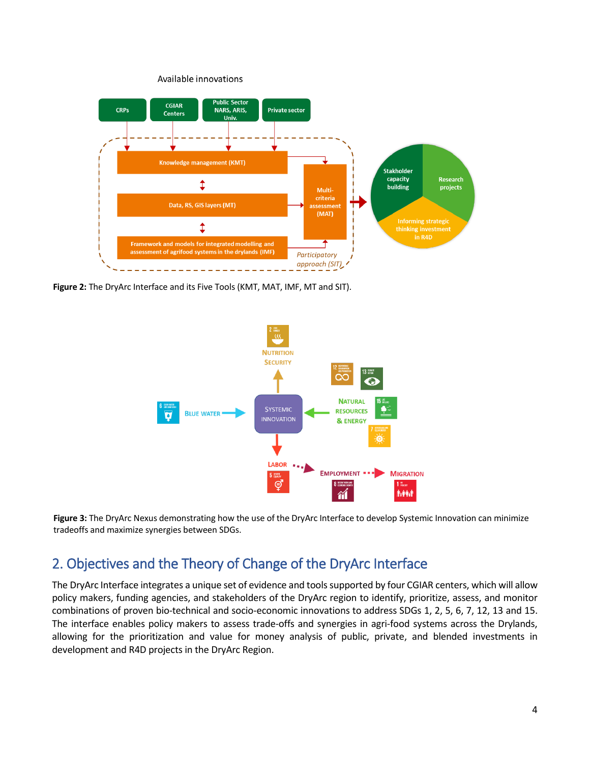Available innovations

CRPs

CGIAR Centers

Public Sector NARS, ARIS, Univ.

Private sector

Knowledge management (KMT)

Data, RS, GIS layers (MT)

Framework and models for integrated modelling and assessment of agrifood systems in the drylands (IMF)

Multi-criteria assessment (MAT)

*Participatory approach (SIT)*

Stakholder capacity building

Research projects

Informing strategic thinking investment in R4D

**Figure 2:** The DryArc Interface and its Five Tools (KMT, MAT, IMF, MT and SIT).

NUTRITION SECURITY

BLUE WATER

SYSTEMIC INNOVATION

NATURAL RESOURCES & ENERGY

LABOR

EMPLOYMENT

MIGRATION

**Figure 3:** The DryArc Nexus demonstrating how the use of the DryArc Interface to develop Systemic Innovation can minimize tradeoffs and maximize synergies between SDGs.

## 2. Objectives and the Theory of Change of the DryArc Interface

The DryArc Interface integrates a unique set of evidence and tools supported by four CGIAR centers, which will allow policy makers, funding agencies, and stakeholders of the DryArc region to identify, prioritize, assess, and monitor combinations of proven bio-technical and socio-economic innovations to address SDGs 1, 2, 5, 6, 7, 12, 13 and 15. The interface enables policy makers to assess trade-offs and synergies in agri-food systems across the Drylands, allowing for the prioritization and value for money analysis of public, private, and blended investments in development and R4D projects in the DryArc Region.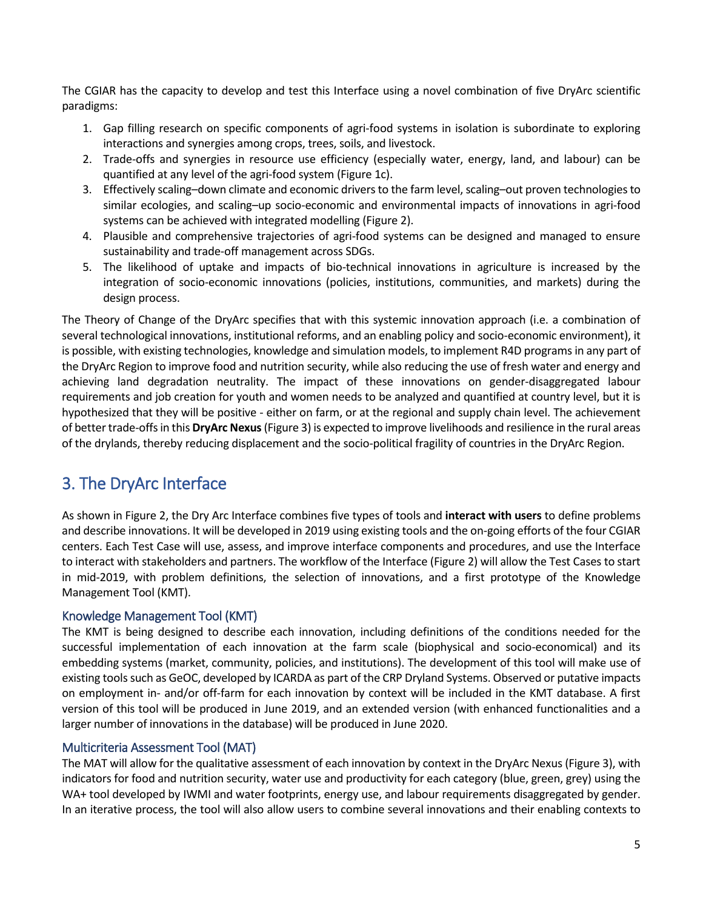The CGIAR has the capacity to develop and test this Interface using a novel combination of five DryArc scientific paradigms:

1. Gap filling research on specific components of agri-food systems in isolation is subordinate to exploring interactions and synergies among crops, trees, soils, and livestock.
2. Trade-offs and synergies in resource use efficiency (especially water, energy, land, and labour) can be quantified at any level of the agri-food system (Figure 1c).
3. Effectively scaling–down climate and economic drivers to the farm level, scaling–out proven technologies to similar ecologies, and scaling–up socio-economic and environmental impacts of innovations in agri-food systems can be achieved with integrated modelling (Figure 2).
4. Plausible and comprehensive trajectories of agri-food systems can be designed and managed to ensure sustainability and trade-off management across SDGs.
5. The likelihood of uptake and impacts of bio-technical innovations in agriculture is increased by the integration of socio-economic innovations (policies, institutions, communities, and markets) during the design process.

The Theory of Change of the DryArc specifies that with this systemic innovation approach (i.e. a combination of several technological innovations, institutional reforms, and an enabling policy and socio-economic environment), it is possible, with existing technologies, knowledge and simulation models, to implement R4D programs in any part of the DryArc Region to improve food and nutrition security, while also reducing the use of fresh water and energy and achieving land degradation neutrality. The impact of these innovations on gender-disaggregated labour requirements and job creation for youth and women needs to be analyzed and quantified at country level, but it is hypothesized that they will be positive - either on farm, or at the regional and supply chain level. The achievement of better trade-offs in this **DryArc Nexus** (Figure 3) is expected to improve livelihoods and resilience in the rural areas of the drylands, thereby reducing displacement and the socio-political fragility of countries in the DryArc Region.

## 3. The DryArc Interface

As shown in Figure 2, the Dry Arc Interface combines five types of tools and **interact with users** to define problems and describe innovations. It will be developed in 2019 using existing tools and the on-going efforts of the four CGIAR centers. Each Test Case will use, assess, and improve interface components and procedures, and use the Interface to interact with stakeholders and partners. The workflow of the Interface (Figure 2) will allow the Test Cases to start in mid-2019, with problem definitions, the selection of innovations, and a first prototype of the Knowledge Management Tool (KMT).

### Knowledge Management Tool (KMT)

The KMT is being designed to describe each innovation, including definitions of the conditions needed for the successful implementation of each innovation at the farm scale (biophysical and socio-economical) and its embedding systems (market, community, policies, and institutions). The development of this tool will make use of existing tools such as GeOC, developed by ICARDA as part of the CRP Dryland Systems. Observed or putative impacts on employment in- and/or off-farm for each innovation by context will be included in the KMT database. A first version of this tool will be produced in June 2019, and an extended version (with enhanced functionalities and a larger number of innovations in the database) will be produced in June 2020.

### Multicriteria Assessment Tool (MAT)

The MAT will allow for the qualitative assessment of each innovation by context in the DryArc Nexus (Figure 3), with indicators for food and nutrition security, water use and productivity for each category (blue, green, grey) using the WA+ tool developed by IWMI and water footprints, energy use, and labour requirements disaggregated by gender. In an iterative process, the tool will also allow users to combine several innovations and their enabling contexts to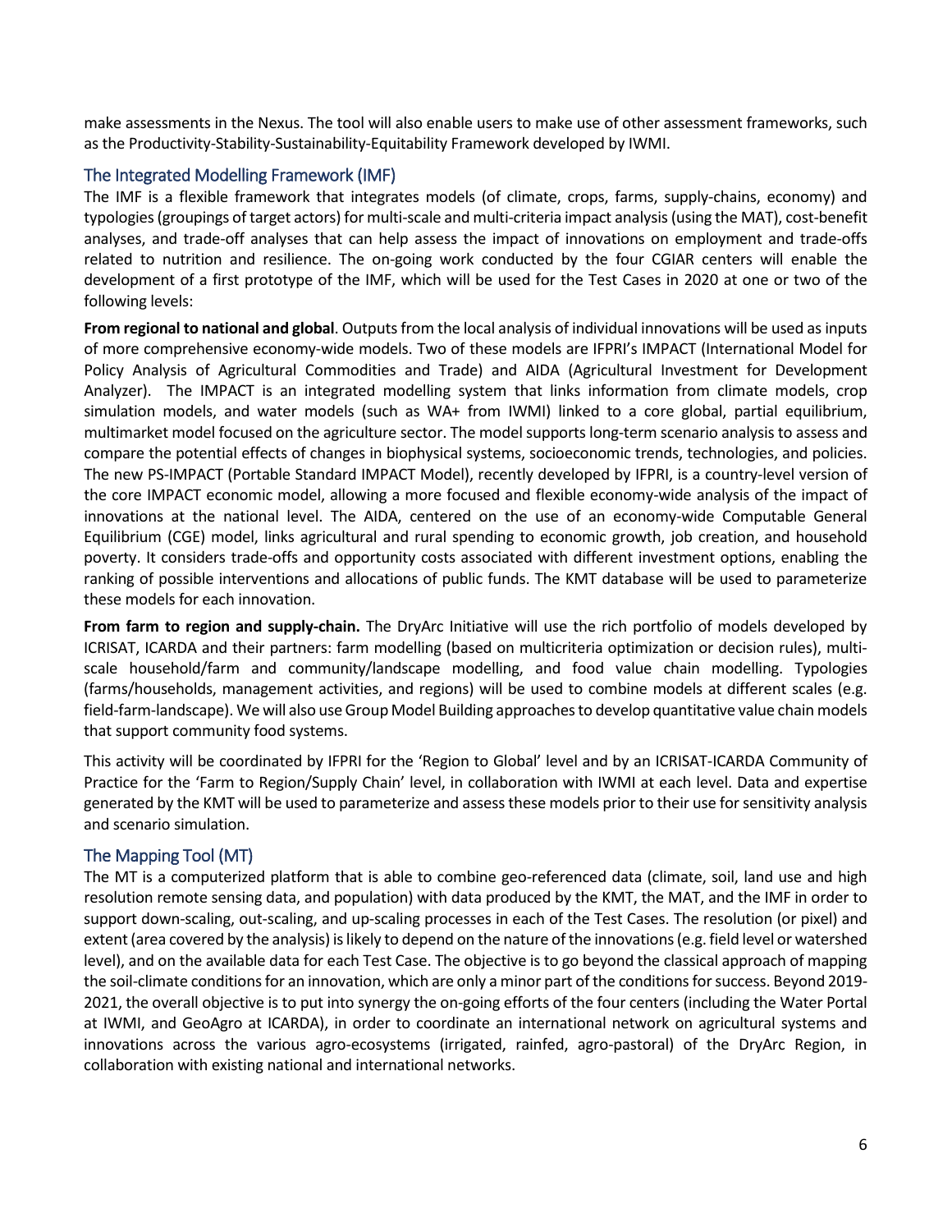make assessments in the Nexus. The tool will also enable users to make use of other assessment frameworks, such as the Productivity-Stability-Sustainability-Equitability Framework developed by IWMI.

## The Integrated Modelling Framework (IMF)

The IMF is a flexible framework that integrates models (of climate, crops, farms, supply-chains, economy) and typologies (groupings of target actors) for multi-scale and multi-criteria impact analysis (using the MAT), cost-benefit analyses, and trade-off analyses that can help assess the impact of innovations on employment and trade-offs related to nutrition and resilience. The on-going work conducted by the four CGIAR centers will enable the development of a first prototype of the IMF, which will be used for the Test Cases in 2020 at one or two of the following levels:

**From regional to national and global**. Outputs from the local analysis of individual innovations will be used as inputs of more comprehensive economy-wide models. Two of these models are IFPRI's IMPACT (International Model for Policy Analysis of Agricultural Commodities and Trade) and AIDA (Agricultural Investment for Development Analyzer). The IMPACT is an integrated modelling system that links information from climate models, crop simulation models, and water models (such as WA+ from IWMI) linked to a core global, partial equilibrium, multimarket model focused on the agriculture sector. The model supports long-term scenario analysis to assess and compare the potential effects of changes in biophysical systems, socioeconomic trends, technologies, and policies. The new PS-IMPACT (Portable Standard IMPACT Model), recently developed by IFPRI, is a country-level version of the core IMPACT economic model, allowing a more focused and flexible economy-wide analysis of the impact of innovations at the national level. The AIDA, centered on the use of an economy-wide Computable General Equilibrium (CGE) model, links agricultural and rural spending to economic growth, job creation, and household poverty. It considers trade-offs and opportunity costs associated with different investment options, enabling the ranking of possible interventions and allocations of public funds. The KMT database will be used to parameterize these models for each innovation.

**From farm to region and supply-chain.** The DryArc Initiative will use the rich portfolio of models developed by ICRISAT, ICARDA and their partners: farm modelling (based on multicriteria optimization or decision rules), multi-scale household/farm and community/landscape modelling, and food value chain modelling. Typologies (farms/households, management activities, and regions) will be used to combine models at different scales (e.g. field-farm-landscape). We will also use Group Model Building approaches to develop quantitative value chain models that support community food systems.

This activity will be coordinated by IFPRI for the 'Region to Global' level and by an ICRISAT-ICARDA Community of Practice for the 'Farm to Region/Supply Chain' level, in collaboration with IWMI at each level. Data and expertise generated by the KMT will be used to parameterize and assess these models prior to their use for sensitivity analysis and scenario simulation.

## The Mapping Tool (MT)

The MT is a computerized platform that is able to combine geo-referenced data (climate, soil, land use and high resolution remote sensing data, and population) with data produced by the KMT, the MAT, and the IMF in order to support down-scaling, out-scaling, and up-scaling processes in each of the Test Cases. The resolution (or pixel) and extent (area covered by the analysis) is likely to depend on the nature of the innovations (e.g. field level or watershed level), and on the available data for each Test Case. The objective is to go beyond the classical approach of mapping the soil-climate conditions for an innovation, which are only a minor part of the conditions for success. Beyond 2019-2021, the overall objective is to put into synergy the on-going efforts of the four centers (including the Water Portal at IWMI, and GeoAgro at ICARDA), in order to coordinate an international network on agricultural systems and innovations across the various agro-ecosystems (irrigated, rainfed, agro-pastoral) of the DryArc Region, in collaboration with existing national and international networks.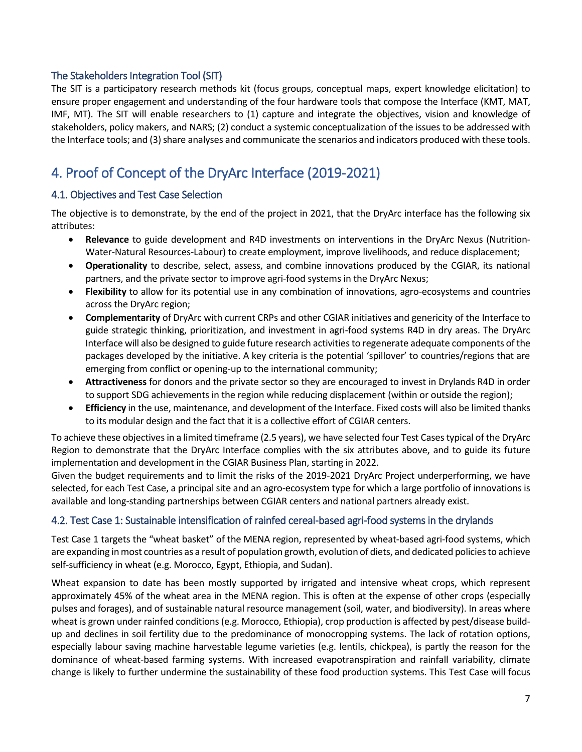### The Stakeholders Integration Tool (SIT)

The SIT is a participatory research methods kit (focus groups, conceptual maps, expert knowledge elicitation) to ensure proper engagement and understanding of the four hardware tools that compose the Interface (KMT, MAT, IMF, MT). The SIT will enable researchers to (1) capture and integrate the objectives, vision and knowledge of stakeholders, policy makers, and NARS; (2) conduct a systemic conceptualization of the issues to be addressed with the Interface tools; and (3) share analyses and communicate the scenarios and indicators produced with these tools.

# 4. Proof of Concept of the DryArc Interface (2019-2021)

## 4.1. Objectives and Test Case Selection

The objective is to demonstrate, by the end of the project in 2021, that the DryArc interface has the following six attributes:

- **Relevance** to guide development and R4D investments on interventions in the DryArc Nexus (Nutrition-Water-Natural Resources-Labour) to create employment, improve livelihoods, and reduce displacement;
- **Operationality** to describe, select, assess, and combine innovations produced by the CGIAR, its national partners, and the private sector to improve agri-food systems in the DryArc Nexus;
- **Flexibility** to allow for its potential use in any combination of innovations, agro-ecosystems and countries across the DryArc region;
- **Complementarity** of DryArc with current CRPs and other CGIAR initiatives and genericity of the Interface to guide strategic thinking, prioritization, and investment in agri-food systems R4D in dry areas. The DryArc Interface will also be designed to guide future research activities to regenerate adequate components of the packages developed by the initiative. A key criteria is the potential 'spillover' to countries/regions that are emerging from conflict or opening-up to the international community;
- **Attractiveness** for donors and the private sector so they are encouraged to invest in Drylands R4D in order to support SDG achievements in the region while reducing displacement (within or outside the region);
- **Efficiency** in the use, maintenance, and development of the Interface. Fixed costs will also be limited thanks to its modular design and the fact that it is a collective effort of CGIAR centers.

To achieve these objectives in a limited timeframe (2.5 years), we have selected four Test Cases typical of the DryArc Region to demonstrate that the DryArc Interface complies with the six attributes above, and to guide its future implementation and development in the CGIAR Business Plan, starting in 2022.
Given the budget requirements and to limit the risks of the 2019-2021 DryArc Project underperforming, we have selected, for each Test Case, a principal site and an agro-ecosystem type for which a large portfolio of innovations is available and long-standing partnerships between CGIAR centers and national partners already exist.

## 4.2. Test Case 1: Sustainable intensification of rainfed cereal-based agri-food systems in the drylands

Test Case 1 targets the "wheat basket" of the MENA region, represented by wheat-based agri-food systems, which are expanding in most countries as a result of population growth, evolution of diets, and dedicated policies to achieve self-sufficiency in wheat (e.g. Morocco, Egypt, Ethiopia, and Sudan).

Wheat expansion to date has been mostly supported by irrigated and intensive wheat crops, which represent approximately 45% of the wheat area in the MENA region. This is often at the expense of other crops (especially pulses and forages), and of sustainable natural resource management (soil, water, and biodiversity). In areas where wheat is grown under rainfed conditions (e.g. Morocco, Ethiopia), crop production is affected by pest/disease build-up and declines in soil fertility due to the predominance of monocropping systems. The lack of rotation options, especially labour saving machine harvestable legume varieties (e.g. lentils, chickpea), is partly the reason for the dominance of wheat-based farming systems. With increased evapotranspiration and rainfall variability, climate change is likely to further undermine the sustainability of these food production systems. This Test Case will focus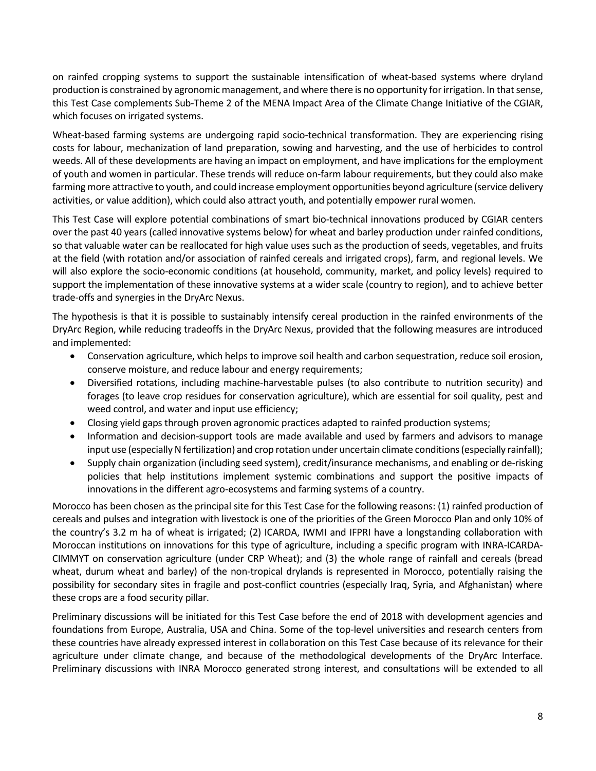on rainfed cropping systems to support the sustainable intensification of wheat-based systems where dryland production is constrained by agronomic management, and where there is no opportunity for irrigation. In that sense, this Test Case complements Sub-Theme 2 of the MENA Impact Area of the Climate Change Initiative of the CGIAR, which focuses on irrigated systems.

Wheat-based farming systems are undergoing rapid socio-technical transformation. They are experiencing rising costs for labour, mechanization of land preparation, sowing and harvesting, and the use of herbicides to control weeds. All of these developments are having an impact on employment, and have implications for the employment of youth and women in particular. These trends will reduce on-farm labour requirements, but they could also make farming more attractive to youth, and could increase employment opportunities beyond agriculture (service delivery activities, or value addition), which could also attract youth, and potentially empower rural women.

This Test Case will explore potential combinations of smart bio-technical innovations produced by CGIAR centers over the past 40 years (called innovative systems below) for wheat and barley production under rainfed conditions, so that valuable water can be reallocated for high value uses such as the production of seeds, vegetables, and fruits at the field (with rotation and/or association of rainfed cereals and irrigated crops), farm, and regional levels. We will also explore the socio-economic conditions (at household, community, market, and policy levels) required to support the implementation of these innovative systems at a wider scale (country to region), and to achieve better trade-offs and synergies in the DryArc Nexus.

The hypothesis is that it is possible to sustainably intensify cereal production in the rainfed environments of the DryArc Region, while reducing tradeoffs in the DryArc Nexus, provided that the following measures are introduced and implemented:

- Conservation agriculture, which helps to improve soil health and carbon sequestration, reduce soil erosion, conserve moisture, and reduce labour and energy requirements;
- Diversified rotations, including machine-harvestable pulses (to also contribute to nutrition security) and forages (to leave crop residues for conservation agriculture), which are essential for soil quality, pest and weed control, and water and input use efficiency;
- Closing yield gaps through proven agronomic practices adapted to rainfed production systems;
- Information and decision-support tools are made available and used by farmers and advisors to manage input use (especially N fertilization) and crop rotation under uncertain climate conditions (especially rainfall);
- Supply chain organization (including seed system), credit/insurance mechanisms, and enabling or de-risking policies that help institutions implement systemic combinations and support the positive impacts of innovations in the different agro-ecosystems and farming systems of a country.

Morocco has been chosen as the principal site for this Test Case for the following reasons: (1) rainfed production of cereals and pulses and integration with livestock is one of the priorities of the Green Morocco Plan and only 10% of the country's 3.2 m ha of wheat is irrigated; (2) ICARDA, IWMI and IFPRI have a longstanding collaboration with Moroccan institutions on innovations for this type of agriculture, including a specific program with INRA-ICARDA-CIMMYT on conservation agriculture (under CRP Wheat); and (3) the whole range of rainfall and cereals (bread wheat, durum wheat and barley) of the non-tropical drylands is represented in Morocco, potentially raising the possibility for secondary sites in fragile and post-conflict countries (especially Iraq, Syria, and Afghanistan) where these crops are a food security pillar.

Preliminary discussions will be initiated for this Test Case before the end of 2018 with development agencies and foundations from Europe, Australia, USA and China. Some of the top-level universities and research centers from these countries have already expressed interest in collaboration on this Test Case because of its relevance for their agriculture under climate change, and because of the methodological developments of the DryArc Interface. Preliminary discussions with INRA Morocco generated strong interest, and consultations will be extended to all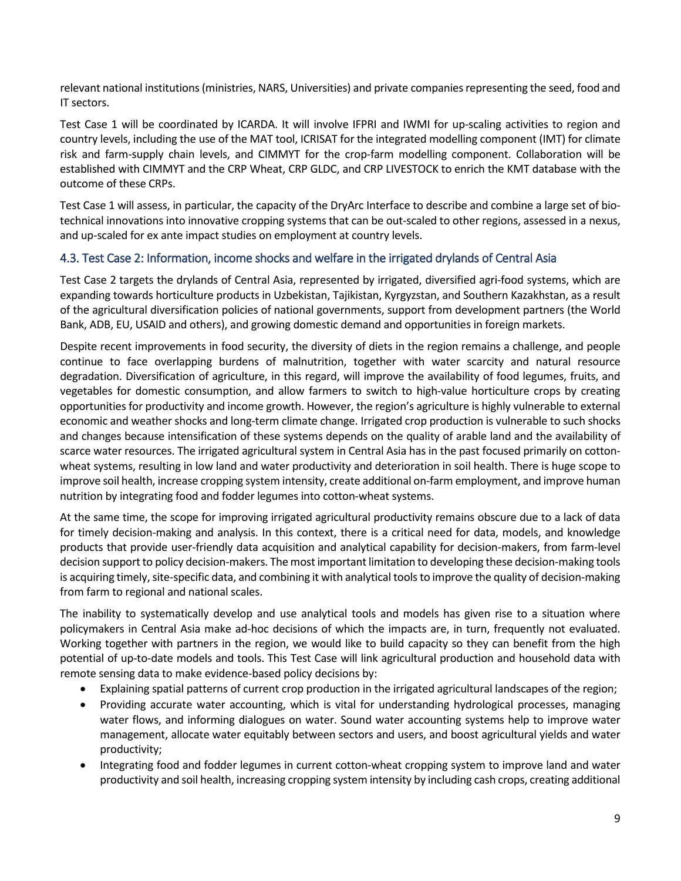relevant national institutions (ministries, NARS, Universities) and private companies representing the seed, food and IT sectors.

Test Case 1 will be coordinated by ICARDA. It will involve IFPRI and IWMI for up-scaling activities to region and country levels, including the use of the MAT tool, ICRISAT for the integrated modelling component (IMT) for climate risk and farm-supply chain levels, and CIMMYT for the crop-farm modelling component. Collaboration will be established with CIMMYT and the CRP Wheat, CRP GLDC, and CRP LIVESTOCK to enrich the KMT database with the outcome of these CRPs.

Test Case 1 will assess, in particular, the capacity of the DryArc Interface to describe and combine a large set of bio-technical innovations into innovative cropping systems that can be out-scaled to other regions, assessed in a nexus, and up-scaled for ex ante impact studies on employment at country levels.

### 4.3. Test Case 2: Information, income shocks and welfare in the irrigated drylands of Central Asia

Test Case 2 targets the drylands of Central Asia, represented by irrigated, diversified agri-food systems, which are expanding towards horticulture products in Uzbekistan, Tajikistan, Kyrgyzstan, and Southern Kazakhstan, as a result of the agricultural diversification policies of national governments, support from development partners (the World Bank, ADB, EU, USAID and others), and growing domestic demand and opportunities in foreign markets.

Despite recent improvements in food security, the diversity of diets in the region remains a challenge, and people continue to face overlapping burdens of malnutrition, together with water scarcity and natural resource degradation. Diversification of agriculture, in this regard, will improve the availability of food legumes, fruits, and vegetables for domestic consumption, and allow farmers to switch to high-value horticulture crops by creating opportunities for productivity and income growth. However, the region's agriculture is highly vulnerable to external economic and weather shocks and long-term climate change. Irrigated crop production is vulnerable to such shocks and changes because intensification of these systems depends on the quality of arable land and the availability of scarce water resources. The irrigated agricultural system in Central Asia has in the past focused primarily on cotton-wheat systems, resulting in low land and water productivity and deterioration in soil health. There is huge scope to improve soil health, increase cropping system intensity, create additional on-farm employment, and improve human nutrition by integrating food and fodder legumes into cotton-wheat systems.

At the same time, the scope for improving irrigated agricultural productivity remains obscure due to a lack of data for timely decision-making and analysis. In this context, there is a critical need for data, models, and knowledge products that provide user-friendly data acquisition and analytical capability for decision-makers, from farm-level decision support to policy decision-makers. The most important limitation to developing these decision-making tools is acquiring timely, site-specific data, and combining it with analytical tools to improve the quality of decision-making from farm to regional and national scales.

The inability to systematically develop and use analytical tools and models has given rise to a situation where policymakers in Central Asia make ad-hoc decisions of which the impacts are, in turn, frequently not evaluated. Working together with partners in the region, we would like to build capacity so they can benefit from the high potential of up-to-date models and tools. This Test Case will link agricultural production and household data with remote sensing data to make evidence-based policy decisions by:

- Explaining spatial patterns of current crop production in the irrigated agricultural landscapes of the region;
- Providing accurate water accounting, which is vital for understanding hydrological processes, managing water flows, and informing dialogues on water. Sound water accounting systems help to improve water management, allocate water equitably between sectors and users, and boost agricultural yields and water productivity;
- Integrating food and fodder legumes in current cotton-wheat cropping system to improve land and water productivity and soil health, increasing cropping system intensity by including cash crops, creating additional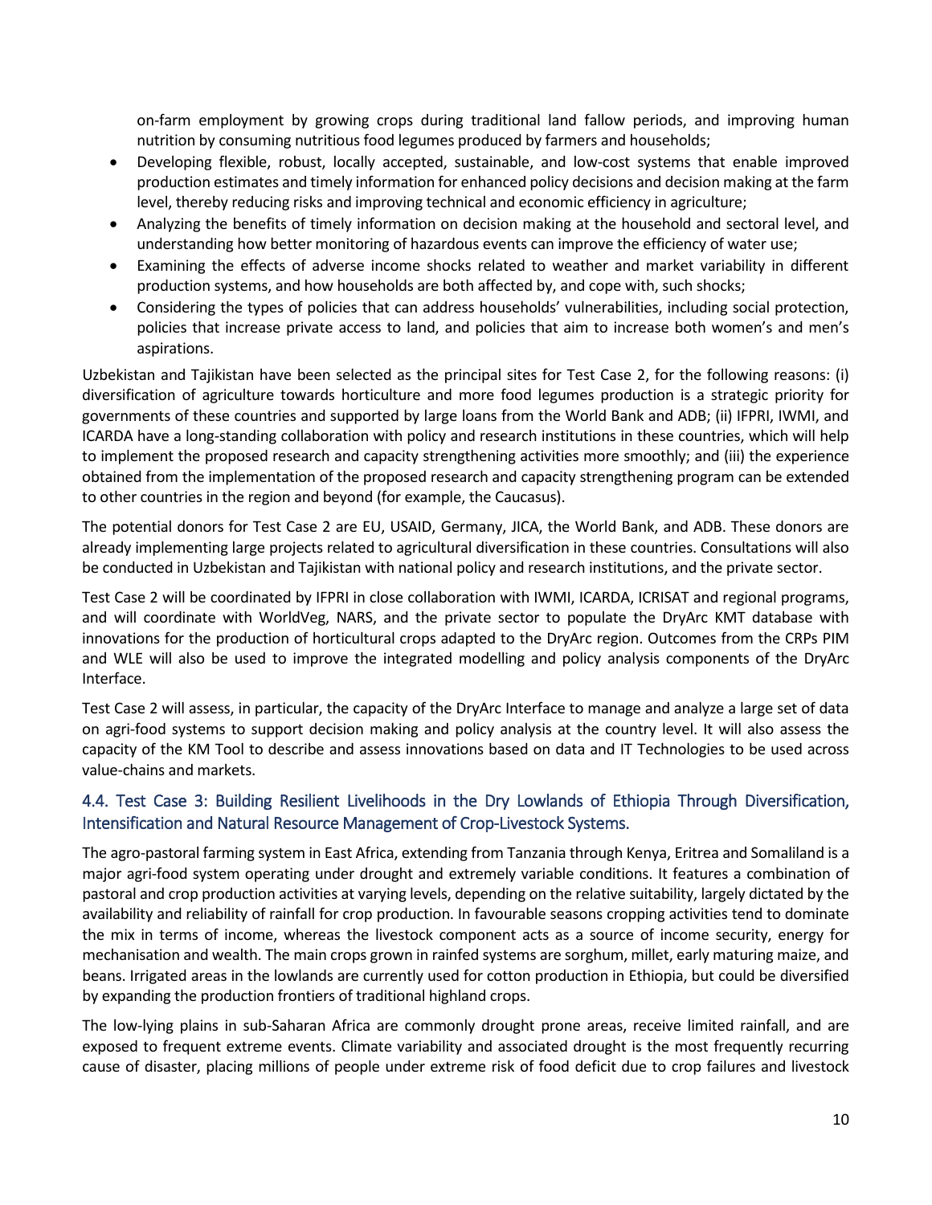on-farm employment by growing crops during traditional land fallow periods, and improving human nutrition by consuming nutritious food legumes produced by farmers and households;

- Developing flexible, robust, locally accepted, sustainable, and low-cost systems that enable improved production estimates and timely information for enhanced policy decisions and decision making at the farm level, thereby reducing risks and improving technical and economic efficiency in agriculture;
- Analyzing the benefits of timely information on decision making at the household and sectoral level, and understanding how better monitoring of hazardous events can improve the efficiency of water use;
- Examining the effects of adverse income shocks related to weather and market variability in different production systems, and how households are both affected by, and cope with, such shocks;
- Considering the types of policies that can address households' vulnerabilities, including social protection, policies that increase private access to land, and policies that aim to increase both women's and men's aspirations.

Uzbekistan and Tajikistan have been selected as the principal sites for Test Case 2, for the following reasons: (i) diversification of agriculture towards horticulture and more food legumes production is a strategic priority for governments of these countries and supported by large loans from the World Bank and ADB; (ii) IFPRI, IWMI, and ICARDA have a long-standing collaboration with policy and research institutions in these countries, which will help to implement the proposed research and capacity strengthening activities more smoothly; and (iii) the experience obtained from the implementation of the proposed research and capacity strengthening program can be extended to other countries in the region and beyond (for example, the Caucasus).

The potential donors for Test Case 2 are EU, USAID, Germany, JICA, the World Bank, and ADB. These donors are already implementing large projects related to agricultural diversification in these countries. Consultations will also be conducted in Uzbekistan and Tajikistan with national policy and research institutions, and the private sector.

Test Case 2 will be coordinated by IFPRI in close collaboration with IWMI, ICARDA, ICRISAT and regional programs, and will coordinate with WorldVeg, NARS, and the private sector to populate the DryArc KMT database with innovations for the production of horticultural crops adapted to the DryArc region. Outcomes from the CRPs PIM and WLE will also be used to improve the integrated modelling and policy analysis components of the DryArc Interface.

Test Case 2 will assess, in particular, the capacity of the DryArc Interface to manage and analyze a large set of data on agri-food systems to support decision making and policy analysis at the country level. It will also assess the capacity of the KM Tool to describe and assess innovations based on data and IT Technologies to be used across value-chains and markets.

## 4.4. Test Case 3: Building Resilient Livelihoods in the Dry Lowlands of Ethiopia Through Diversification, Intensification and Natural Resource Management of Crop-Livestock Systems.

The agro-pastoral farming system in East Africa, extending from Tanzania through Kenya, Eritrea and Somaliland is a major agri-food system operating under drought and extremely variable conditions. It features a combination of pastoral and crop production activities at varying levels, depending on the relative suitability, largely dictated by the availability and reliability of rainfall for crop production. In favourable seasons cropping activities tend to dominate the mix in terms of income, whereas the livestock component acts as a source of income security, energy for mechanisation and wealth. The main crops grown in rainfed systems are sorghum, millet, early maturing maize, and beans. Irrigated areas in the lowlands are currently used for cotton production in Ethiopia, but could be diversified by expanding the production frontiers of traditional highland crops.

The low-lying plains in sub-Saharan Africa are commonly drought prone areas, receive limited rainfall, and are exposed to frequent extreme events. Climate variability and associated drought is the most frequently recurring cause of disaster, placing millions of people under extreme risk of food deficit due to crop failures and livestock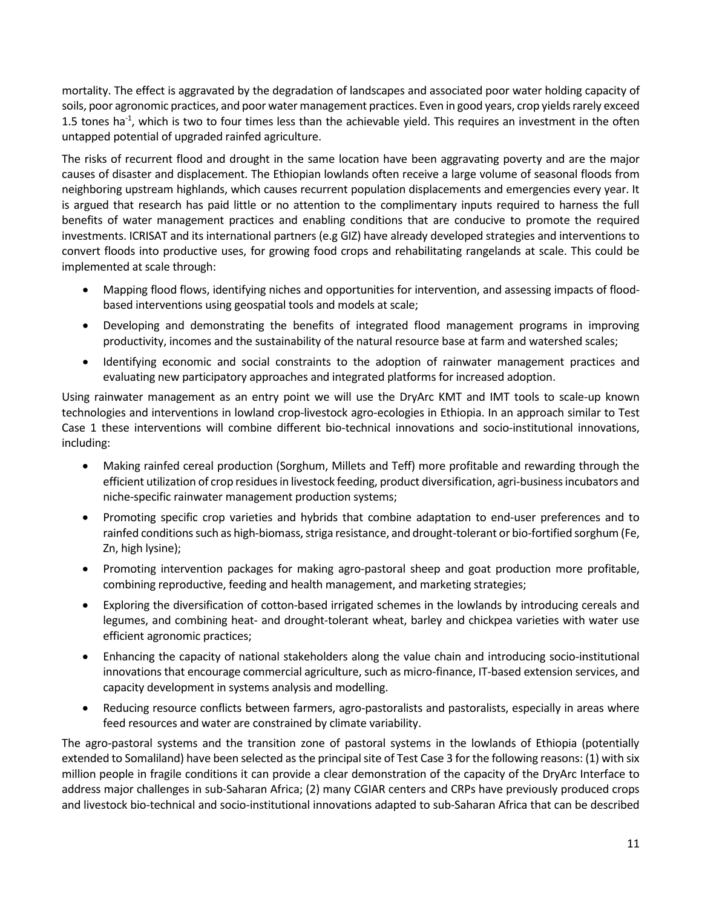mortality. The effect is aggravated by the degradation of landscapes and associated poor water holding capacity of soils, poor agronomic practices, and poor water management practices. Even in good years, crop yields rarely exceed 1.5 tones $ha^{-1}$, which is two to four times less than the achievable yield. This requires an investment in the often untapped potential of upgraded rainfed agriculture.

The risks of recurrent flood and drought in the same location have been aggravating poverty and are the major causes of disaster and displacement. The Ethiopian lowlands often receive a large volume of seasonal floods from neighboring upstream highlands, which causes recurrent population displacements and emergencies every year. It is argued that research has paid little or no attention to the complimentary inputs required to harness the full benefits of water management practices and enabling conditions that are conducive to promote the required investments. ICRISAT and its international partners (e.g GIZ) have already developed strategies and interventions to convert floods into productive uses, for growing food crops and rehabilitating rangelands at scale. This could be implemented at scale through:

- Mapping flood flows, identifying niches and opportunities for intervention, and assessing impacts of flood-based interventions using geospatial tools and models at scale;
- Developing and demonstrating the benefits of integrated flood management programs in improving productivity, incomes and the sustainability of the natural resource base at farm and watershed scales;
- Identifying economic and social constraints to the adoption of rainwater management practices and evaluating new participatory approaches and integrated platforms for increased adoption.

Using rainwater management as an entry point we will use the DryArc KMT and IMT tools to scale-up known technologies and interventions in lowland crop-livestock agro-ecologies in Ethiopia. In an approach similar to Test Case 1 these interventions will combine different bio-technical innovations and socio-institutional innovations, including:

- Making rainfed cereal production (Sorghum, Millets and Teff) more profitable and rewarding through the efficient utilization of crop residues in livestock feeding, product diversification, agri-business incubators and niche-specific rainwater management production systems;
- Promoting specific crop varieties and hybrids that combine adaptation to end-user preferences and to rainfed conditions such as high-biomass, striga resistance, and drought-tolerant or bio-fortified sorghum (Fe, Zn, high lysine);
- Promoting intervention packages for making agro-pastoral sheep and goat production more profitable, combining reproductive, feeding and health management, and marketing strategies;
- Exploring the diversification of cotton-based irrigated schemes in the lowlands by introducing cereals and legumes, and combining heat- and drought-tolerant wheat, barley and chickpea varieties with water use efficient agronomic practices;
- Enhancing the capacity of national stakeholders along the value chain and introducing socio-institutional innovations that encourage commercial agriculture, such as micro-finance, IT-based extension services, and capacity development in systems analysis and modelling.
- Reducing resource conflicts between farmers, agro-pastoralists and pastoralists, especially in areas where feed resources and water are constrained by climate variability.

The agro-pastoral systems and the transition zone of pastoral systems in the lowlands of Ethiopia (potentially extended to Somaliland) have been selected as the principal site of Test Case 3 for the following reasons: (1) with six million people in fragile conditions it can provide a clear demonstration of the capacity of the DryArc Interface to address major challenges in sub-Saharan Africa; (2) many CGIAR centers and CRPs have previously produced crops and livestock bio-technical and socio-institutional innovations adapted to sub-Saharan Africa that can be described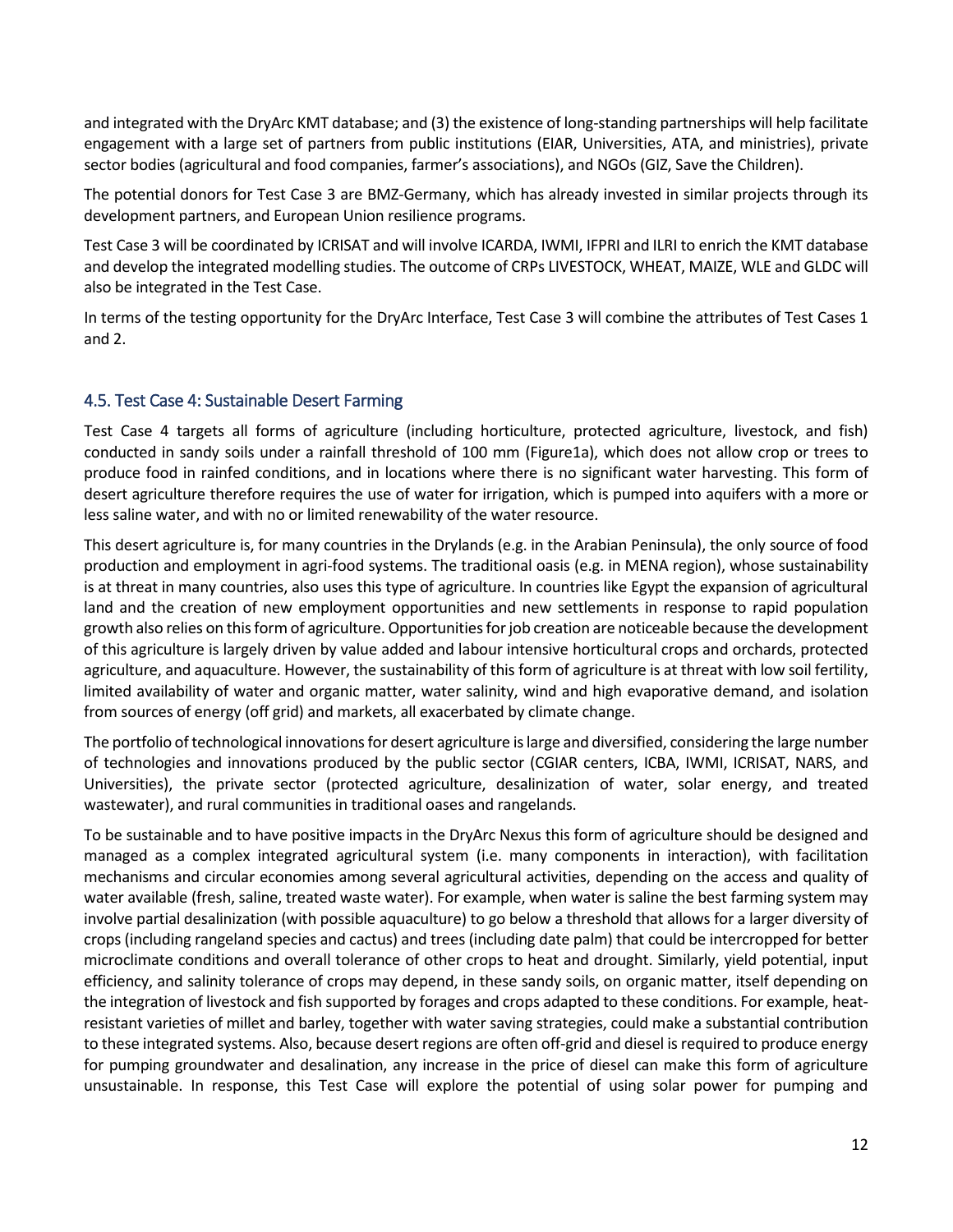and integrated with the DryArc KMT database; and (3) the existence of long-standing partnerships will help facilitate engagement with a large set of partners from public institutions (EIAR, Universities, ATA, and ministries), private sector bodies (agricultural and food companies, farmer's associations), and NGOs (GIZ, Save the Children).

The potential donors for Test Case 3 are BMZ-Germany, which has already invested in similar projects through its development partners, and European Union resilience programs.

Test Case 3 will be coordinated by ICRISAT and will involve ICARDA, IWMI, IFPRI and ILRI to enrich the KMT database and develop the integrated modelling studies. The outcome of CRPs LIVESTOCK, WHEAT, MAIZE, WLE and GLDC will also be integrated in the Test Case.

In terms of the testing opportunity for the DryArc Interface, Test Case 3 will combine the attributes of Test Cases 1 and 2.

## 4.5. Test Case 4: Sustainable Desert Farming

Test Case 4 targets all forms of agriculture (including horticulture, protected agriculture, livestock, and fish) conducted in sandy soils under a rainfall threshold of 100 mm (Figure1a), which does not allow crop or trees to produce food in rainfed conditions, and in locations where there is no significant water harvesting. This form of desert agriculture therefore requires the use of water for irrigation, which is pumped into aquifers with a more or less saline water, and with no or limited renewability of the water resource.

This desert agriculture is, for many countries in the Drylands (e.g. in the Arabian Peninsula), the only source of food production and employment in agri-food systems. The traditional oasis (e.g. in MENA region), whose sustainability is at threat in many countries, also uses this type of agriculture. In countries like Egypt the expansion of agricultural land and the creation of new employment opportunities and new settlements in response to rapid population growth also relies on this form of agriculture. Opportunities for job creation are noticeable because the development of this agriculture is largely driven by value added and labour intensive horticultural crops and orchards, protected agriculture, and aquaculture. However, the sustainability of this form of agriculture is at threat with low soil fertility, limited availability of water and organic matter, water salinity, wind and high evaporative demand, and isolation from sources of energy (off grid) and markets, all exacerbated by climate change.

The portfolio of technological innovations for desert agriculture is large and diversified, considering the large number of technologies and innovations produced by the public sector (CGIAR centers, ICBA, IWMI, ICRISAT, NARS, and Universities), the private sector (protected agriculture, desalinization of water, solar energy, and treated wastewater), and rural communities in traditional oases and rangelands.

To be sustainable and to have positive impacts in the DryArc Nexus this form of agriculture should be designed and managed as a complex integrated agricultural system (i.e. many components in interaction), with facilitation mechanisms and circular economies among several agricultural activities, depending on the access and quality of water available (fresh, saline, treated waste water). For example, when water is saline the best farming system may involve partial desalinization (with possible aquaculture) to go below a threshold that allows for a larger diversity of crops (including rangeland species and cactus) and trees (including date palm) that could be intercropped for better microclimate conditions and overall tolerance of other crops to heat and drought. Similarly, yield potential, input efficiency, and salinity tolerance of crops may depend, in these sandy soils, on organic matter, itself depending on the integration of livestock and fish supported by forages and crops adapted to these conditions. For example, heat-resistant varieties of millet and barley, together with water saving strategies, could make a substantial contribution to these integrated systems. Also, because desert regions are often off-grid and diesel is required to produce energy for pumping groundwater and desalination, any increase in the price of diesel can make this form of agriculture unsustainable. In response, this Test Case will explore the potential of using solar power for pumping and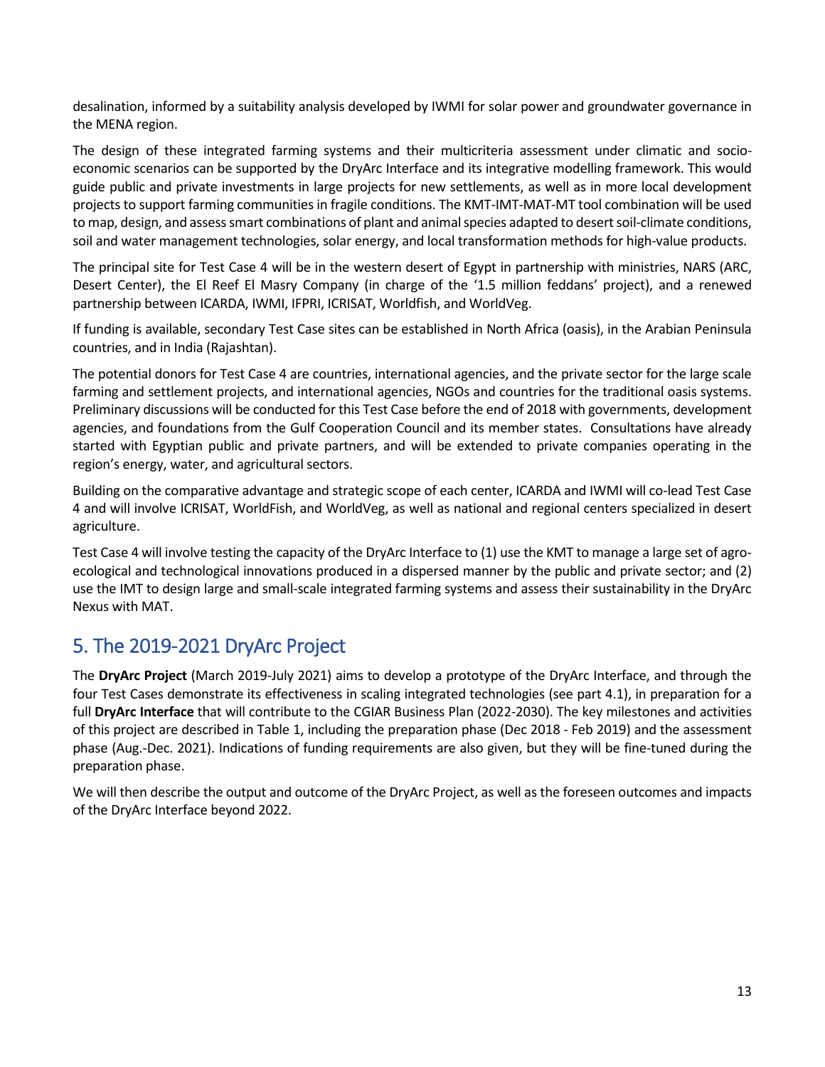desalination, informed by a suitability analysis developed by IWMI for solar power and groundwater governance in the MENA region.

The design of these integrated farming systems and their multicriteria assessment under climatic and socio-economic scenarios can be supported by the DryArc Interface and its integrative modelling framework. This would guide public and private investments in large projects for new settlements, as well as in more local development projects to support farming communities in fragile conditions. The KMT-IMT-MAT-MT tool combination will be used to map, design, and assess smart combinations of plant and animal species adapted to desert soil-climate conditions, soil and water management technologies, solar energy, and local transformation methods for high-value products.

The principal site for Test Case 4 will be in the western desert of Egypt in partnership with ministries, NARS (ARC, Desert Center), the El Reef El Masry Company (in charge of the '1.5 million feddans' project), and a renewed partnership between ICARDA, IWMI, IFPRI, ICRISAT, Worldfish, and WorldVeg.

If funding is available, secondary Test Case sites can be established in North Africa (oasis), in the Arabian Peninsula countries, and in India (Rajashtan).

The potential donors for Test Case 4 are countries, international agencies, and the private sector for the large scale farming and settlement projects, and international agencies, NGOs and countries for the traditional oasis systems. Preliminary discussions will be conducted for this Test Case before the end of 2018 with governments, development agencies, and foundations from the Gulf Cooperation Council and its member states. Consultations have already started with Egyptian public and private partners, and will be extended to private companies operating in the region's energy, water, and agricultural sectors.

Building on the comparative advantage and strategic scope of each center, ICARDA and IWMI will co-lead Test Case 4 and will involve ICRISAT, WorldFish, and WorldVeg, as well as national and regional centers specialized in desert agriculture.

Test Case 4 will involve testing the capacity of the DryArc Interface to (1) use the KMT to manage a large set of agro-ecological and technological innovations produced in a dispersed manner by the public and private sector; and (2) use the IMT to design large and small-scale integrated farming systems and assess their sustainability in the DryArc Nexus with MAT.

## 5. The 2019-2021 DryArc Project

The **DryArc Project** (March 2019-July 2021) aims to develop a prototype of the DryArc Interface, and through the four Test Cases demonstrate its effectiveness in scaling integrated technologies (see part 4.1), in preparation for a full **DryArc Interface** that will contribute to the CGIAR Business Plan (2022-2030). The key milestones and activities of this project are described in Table 1, including the preparation phase (Dec 2018 - Feb 2019) and the assessment phase (Aug.-Dec. 2021). Indications of funding requirements are also given, but they will be fine-tuned during the preparation phase.

We will then describe the output and outcome of the DryArc Project, as well as the foreseen outcomes and impacts of the DryArc Interface beyond 2022.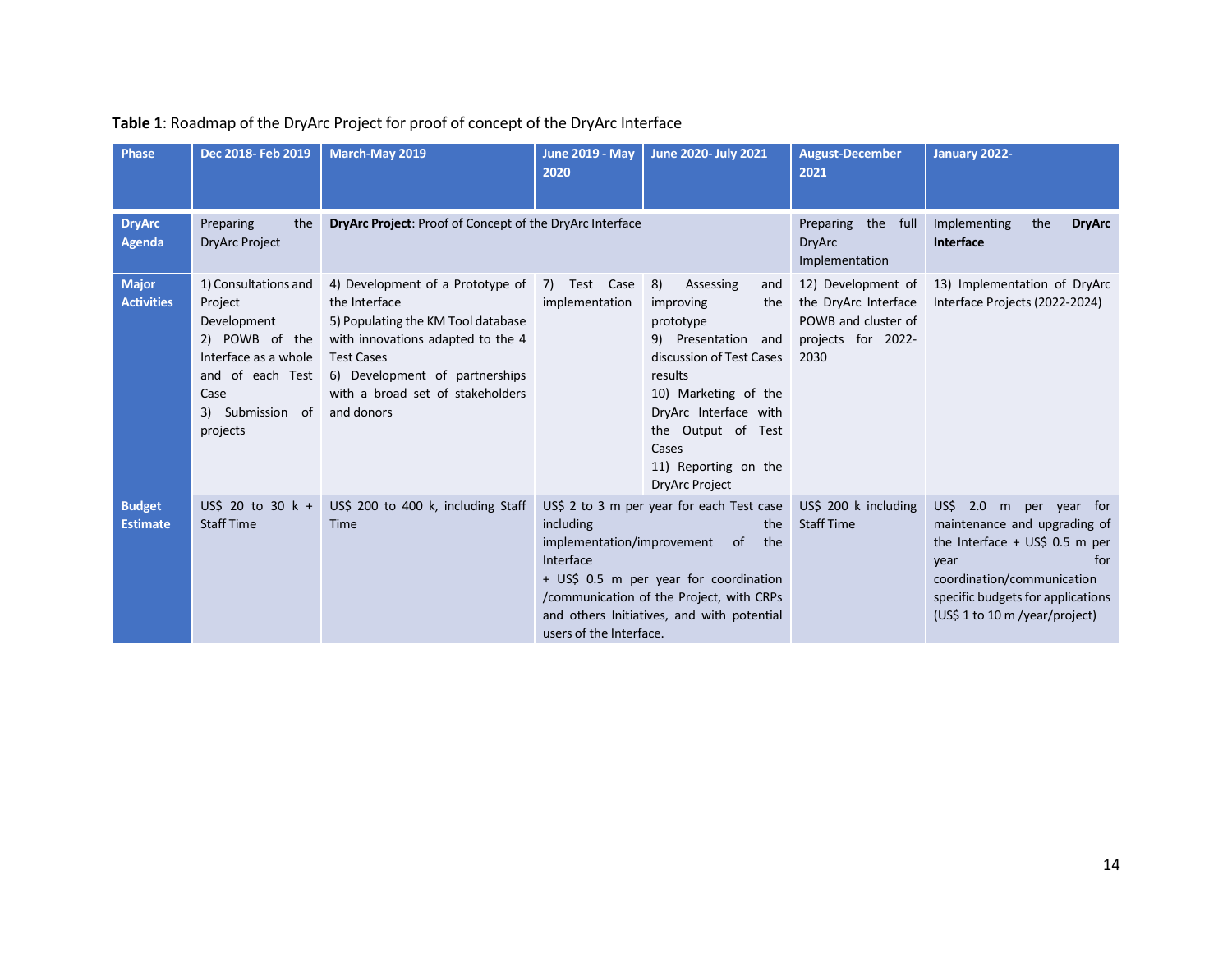**Table 1**: Roadmap of the DryArc Project for proof of concept of the DryArc Interface

| Phase | Dec 2018- Feb 2019 | March-May 2019 | June 2019 - May 2020 | June 2020- July 2021 | August-December 2021 | January 2022- |
|---|---|---|---|---|---|---|
| DryArc Agenda | Preparing the DryArc Project | **DryArc Project**: Proof of Concept of the DryArc Interface | | | Preparing the full DryArc Implementation | Implementing the **DryArc Interface** |
| Major Activities | 1) Consultations and Project Development<br>2) POWB of the Interface as a whole and of each Test Case<br>3) Submission of projects | 4) Development of a Prototype of the Interface<br>5) Populating the KM Tool database with innovations adapted to the 4 Test Cases<br>6) Development of partnerships with a broad set of stakeholders and donors | 7) Test Case implementation | 8) Assessing and improving the prototype<br>9) Presentation and discussion of Test Cases results<br>10) Marketing of the DryArc Interface with the Output of Test Cases<br>11) Reporting on the DryArc Project | 12) Development of the DryArc Interface POWB and cluster of projects for 2022-2030 | 13) Implementation of DryArc Interface Projects (2022-2024) |
| Budget Estimate | US$ 20 to 30 k + Staff Time | US$ 200 to 400 k, including Staff Time | US$ 2 to 3 m per year for each Test case including the implementation/improvement of the Interface<br>+ US$ 0.5 m per year for coordination /communication of the Project, with CRPs and others Initiatives, and with potential users of the Interface. | | US$ 200 k including Staff Time | US$ 2.0 m per year for maintenance and upgrading of the Interface + US$ 0.5 m per year for coordination/communication specific budgets for applications (US$ 1 to 10 m /year/project) |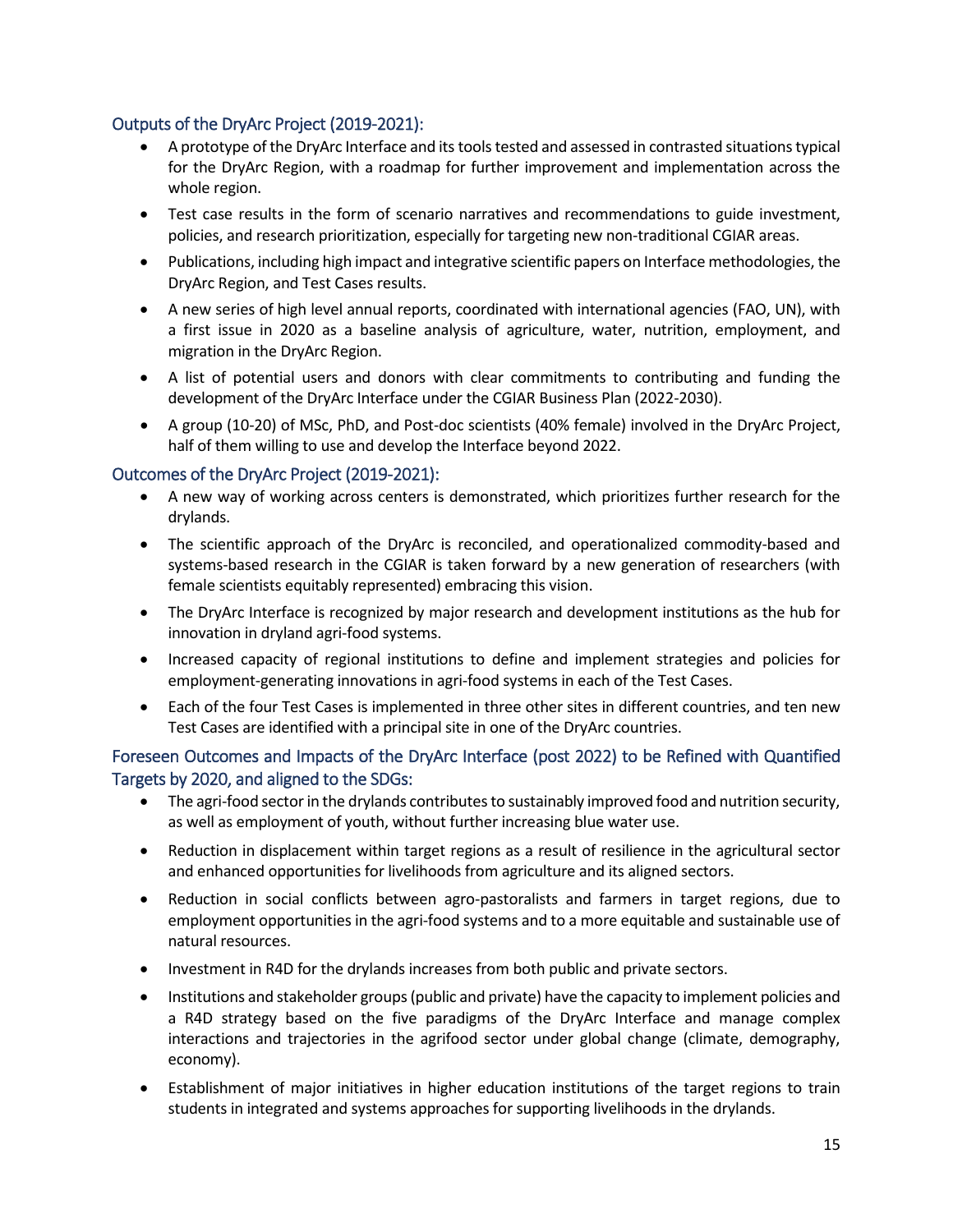### Outputs of the DryArc Project (2019-2021):

- A prototype of the DryArc Interface and its tools tested and assessed in contrasted situations typical for the DryArc Region, with a roadmap for further improvement and implementation across the whole region.
- Test case results in the form of scenario narratives and recommendations to guide investment, policies, and research prioritization, especially for targeting new non-traditional CGIAR areas.
- Publications, including high impact and integrative scientific papers on Interface methodologies, the DryArc Region, and Test Cases results.
- A new series of high level annual reports, coordinated with international agencies (FAO, UN), with a first issue in 2020 as a baseline analysis of agriculture, water, nutrition, employment, and migration in the DryArc Region.
- A list of potential users and donors with clear commitments to contributing and funding the development of the DryArc Interface under the CGIAR Business Plan (2022-2030).
- A group (10-20) of MSc, PhD, and Post-doc scientists (40% female) involved in the DryArc Project, half of them willing to use and develop the Interface beyond 2022.

### Outcomes of the DryArc Project (2019-2021):

- A new way of working across centers is demonstrated, which prioritizes further research for the drylands.
- The scientific approach of the DryArc is reconciled, and operationalized commodity-based and systems-based research in the CGIAR is taken forward by a new generation of researchers (with female scientists equitably represented) embracing this vision.
- The DryArc Interface is recognized by major research and development institutions as the hub for innovation in dryland agri-food systems.
- Increased capacity of regional institutions to define and implement strategies and policies for employment-generating innovations in agri-food systems in each of the Test Cases.
- Each of the four Test Cases is implemented in three other sites in different countries, and ten new Test Cases are identified with a principal site in one of the DryArc countries.

### Foreseen Outcomes and Impacts of the DryArc Interface (post 2022) to be Refined with Quantified Targets by 2020, and aligned to the SDGs:

- The agri-food sector in the drylands contributes to sustainably improved food and nutrition security, as well as employment of youth, without further increasing blue water use.
- Reduction in displacement within target regions as a result of resilience in the agricultural sector and enhanced opportunities for livelihoods from agriculture and its aligned sectors.
- Reduction in social conflicts between agro-pastoralists and farmers in target regions, due to employment opportunities in the agri-food systems and to a more equitable and sustainable use of natural resources.
- Investment in R4D for the drylands increases from both public and private sectors.
- Institutions and stakeholder groups (public and private) have the capacity to implement policies and a R4D strategy based on the five paradigms of the DryArc Interface and manage complex interactions and trajectories in the agrifood sector under global change (climate, demography, economy).
- Establishment of major initiatives in higher education institutions of the target regions to train students in integrated and systems approaches for supporting livelihoods in the drylands.